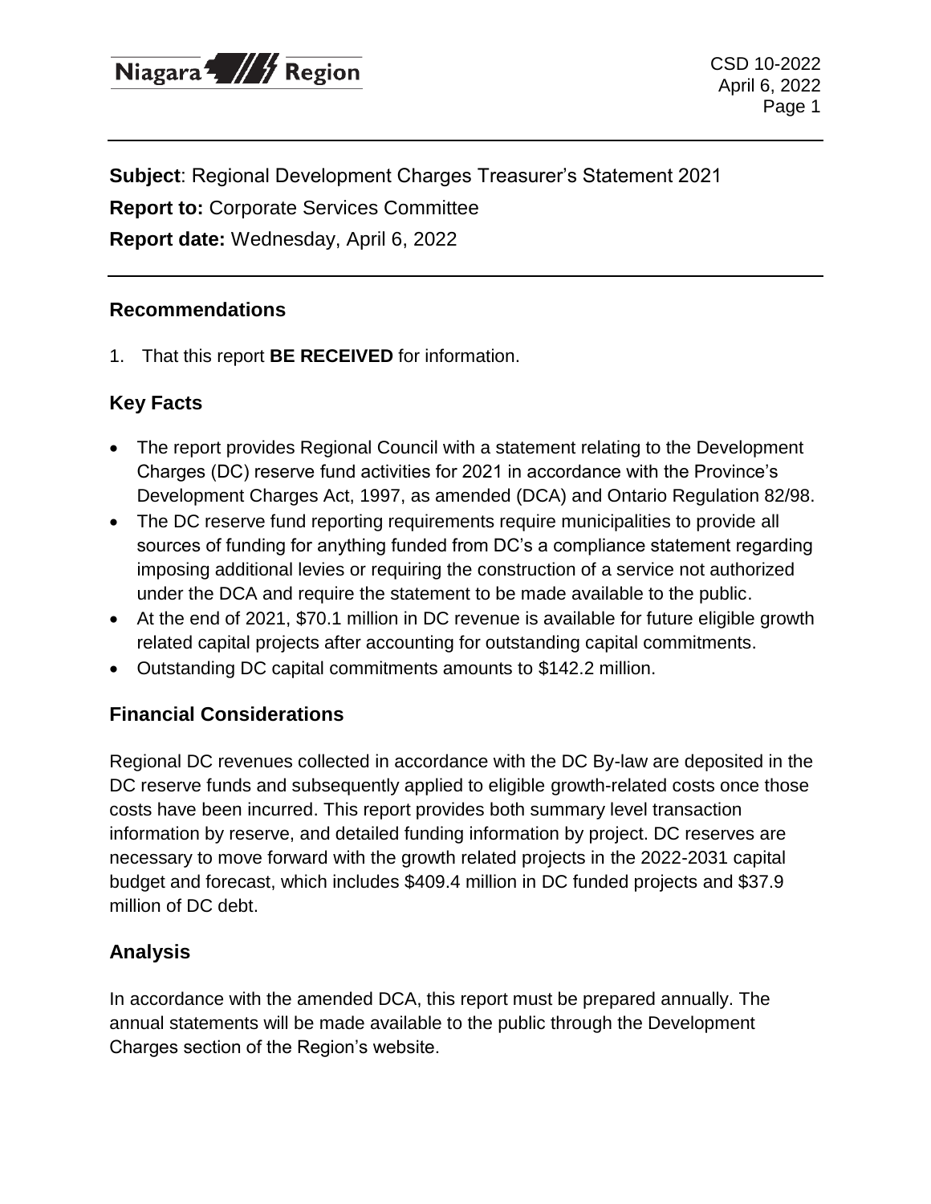**Subject**: Regional Development Charges Treasurer's Statement 2021

**Report to:** Corporate Services Committee

**Report date:** Wednesday, April 6, 2022

## Recommendations

1. That this report **BE RECEIVED** for information.

## Key Facts

- The report provides Regional Council with a statement relating to the Development Charges (DC) reserve fund activities for 2021 in accordance with the Province's Development Charges Act, 1997, as amended (DCA) and Ontario Regulation 82/98.
- The DC reserve fund reporting requirements require municipalities to provide all sources of funding for anything funded from DC's a compliance statement regarding imposing additional levies or requiring the construction of a service not authorized under the DCA and require the statement to be made available to the public.
- At the end of 2021, $70.1 million in DC revenue is available for future eligible growth related capital projects after accounting for outstanding capital commitments.
- Outstanding DC capital commitments amounts to $142.2 million.

## Financial Considerations

Regional DC revenues collected in accordance with the DC By-law are deposited in the DC reserve funds and subsequently applied to eligible growth-related costs once those costs have been incurred. This report provides both summary level transaction information by reserve, and detailed funding information by project. DC reserves are necessary to move forward with the growth related projects in the 2022-2031 capital budget and forecast, which includes $409.4 million in DC funded projects and $37.9 million of DC debt.

## Analysis

In accordance with the amended DCA, this report must be prepared annually. The annual statements will be made available to the public through the Development Charges section of the Region's website.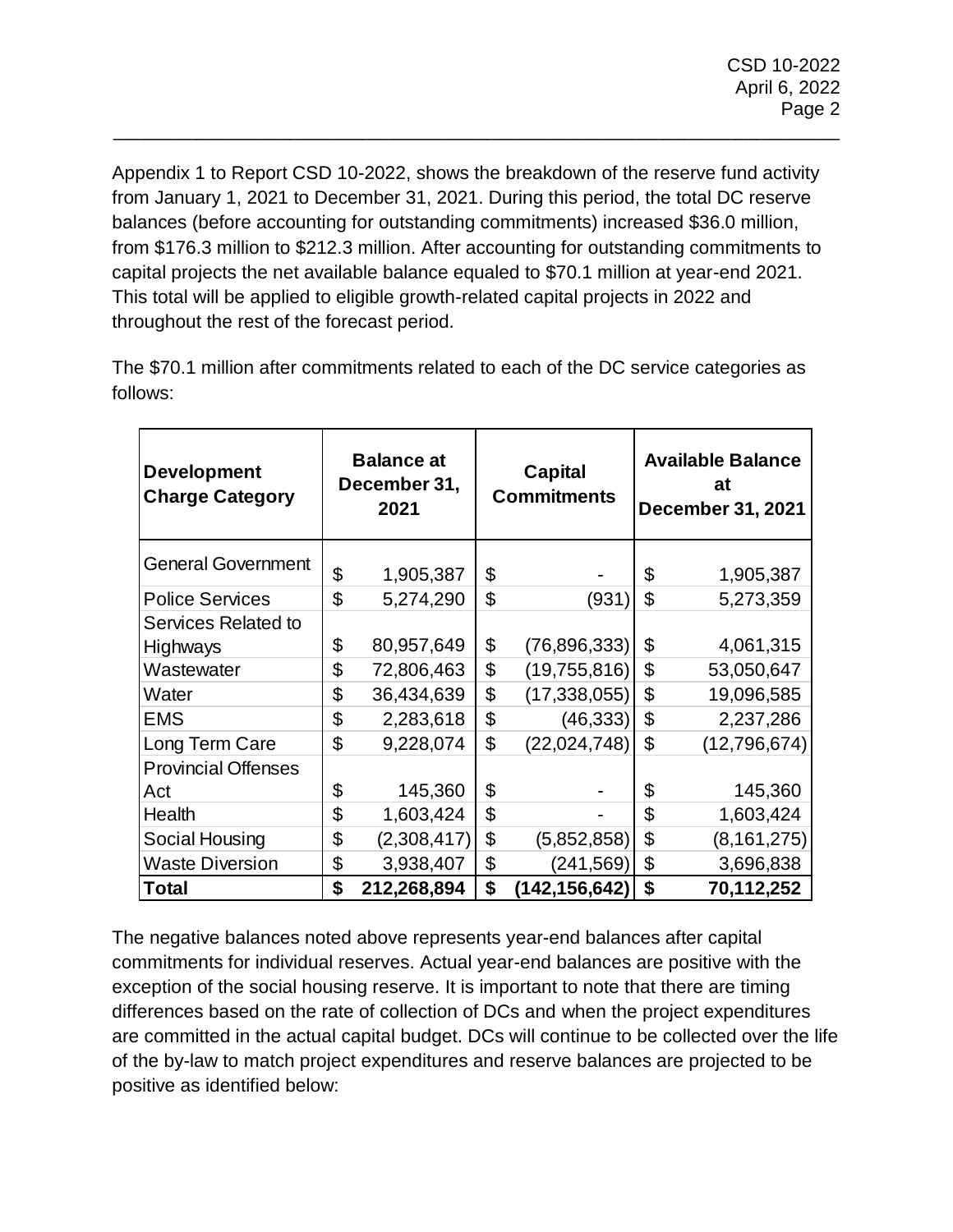Appendix 1 to Report CSD 10-2022, shows the breakdown of the reserve fund activity from January 1, 2021 to December 31, 2021. During this period, the total DC reserve balances (before accounting for outstanding commitments) increased $36.0 million, from $176.3 million to $212.3 million. After accounting for outstanding commitments to capital projects the net available balance equaled to $70.1 million at year-end 2021. This total will be applied to eligible growth-related capital projects in 2022 and throughout the rest of the forecast period.

The $70.1 million after commitments related to each of the DC service categories as follows:

| Development Charge Category | Balance at December 31, 2021 | Capital Commitments | Available Balance at December 31, 2021 |
|---|---|---|---|
| General Government | $ 1,905,387 | $ - | $ 1,905,387 |
| Police Services | $ 5,274,290 | $ (931) | $ 5,273,359 |
| Services Related to Highways | $ 80,957,649 | $ (76,896,333) | $ 4,061,315 |
| Wastewater | $ 72,806,463 | $ (19,755,816) | $ 53,050,647 |
| Water | $ 36,434,639 | $ (17,338,055) | $ 19,096,585 |
| EMS | $ 2,283,618 | $ (46,333) | $ 2,237,286 |
| Long Term Care | $ 9,228,074 | $ (22,024,748) | $ (12,796,674) |
| Provincial Offenses Act | $ 145,360 | $ - | $ 145,360 |
| Health | $ 1,603,424 | $ - | $ 1,603,424 |
| Social Housing | $ (2,308,417) | $ (5,852,858) | $ (8,161,275) |
| Waste Diversion | $ 3,938,407 | $ (241,569) | $ 3,696,838 |
| **Total** | **$ 212,268,894** | **$ (142,156,642)** | **$ 70,112,252** |

The negative balances noted above represents year-end balances after capital commitments for individual reserves. Actual year-end balances are positive with the exception of the social housing reserve. It is important to note that there are timing differences based on the rate of collection of DCs and when the project expenditures are committed in the actual capital budget. DCs will continue to be collected over the life of the by-law to match project expenditures and reserve balances are projected to be positive as identified below: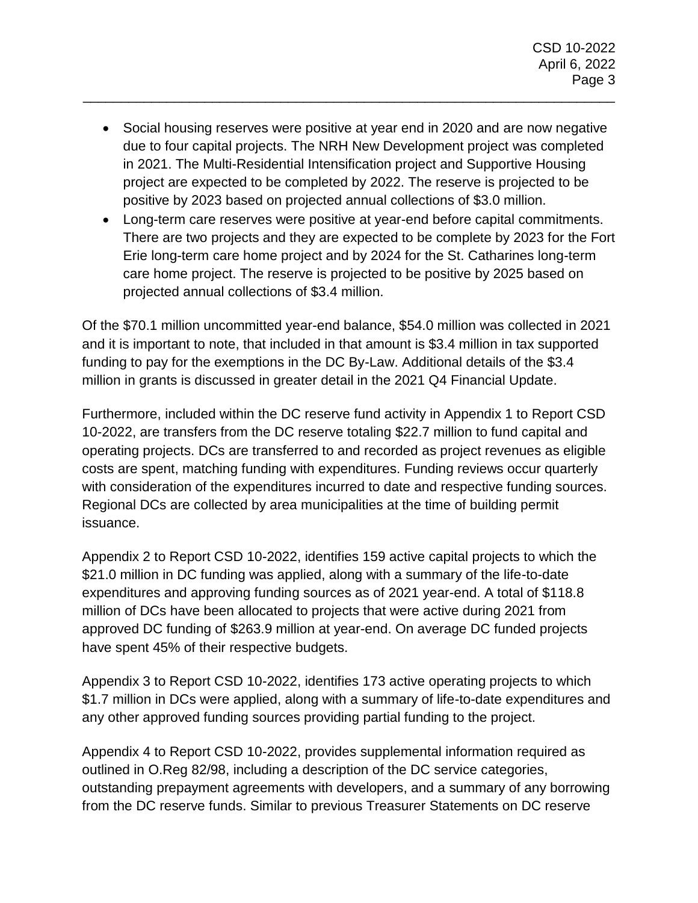- Social housing reserves were positive at year end in 2020 and are now negative due to four capital projects. The NRH New Development project was completed in 2021. The Multi-Residential Intensification project and Supportive Housing project are expected to be completed by 2022. The reserve is projected to be positive by 2023 based on projected annual collections of $3.0 million.
- Long-term care reserves were positive at year-end before capital commitments. There are two projects and they are expected to be complete by 2023 for the Fort Erie long-term care home project and by 2024 for the St. Catharines long-term care home project. The reserve is projected to be positive by 2025 based on projected annual collections of $3.4 million.

Of the $70.1 million uncommitted year-end balance, $54.0 million was collected in 2021 and it is important to note, that included in that amount is $3.4 million in tax supported funding to pay for the exemptions in the DC By-Law. Additional details of the $3.4 million in grants is discussed in greater detail in the 2021 Q4 Financial Update.

Furthermore, included within the DC reserve fund activity in Appendix 1 to Report CSD 10-2022, are transfers from the DC reserve totaling $22.7 million to fund capital and operating projects. DCs are transferred to and recorded as project revenues as eligible costs are spent, matching funding with expenditures. Funding reviews occur quarterly with consideration of the expenditures incurred to date and respective funding sources. Regional DCs are collected by area municipalities at the time of building permit issuance.

Appendix 2 to Report CSD 10-2022, identifies 159 active capital projects to which the $21.0 million in DC funding was applied, along with a summary of the life-to-date expenditures and approving funding sources as of 2021 year-end. A total of $118.8 million of DCs have been allocated to projects that were active during 2021 from approved DC funding of $263.9 million at year-end. On average DC funded projects have spent 45% of their respective budgets.

Appendix 3 to Report CSD 10-2022, identifies 173 active operating projects to which $1.7 million in DCs were applied, along with a summary of life-to-date expenditures and any other approved funding sources providing partial funding to the project.

Appendix 4 to Report CSD 10-2022, provides supplemental information required as outlined in O.Reg 82/98, including a description of the DC service categories, outstanding prepayment agreements with developers, and a summary of any borrowing from the DC reserve funds. Similar to previous Treasurer Statements on DC reserve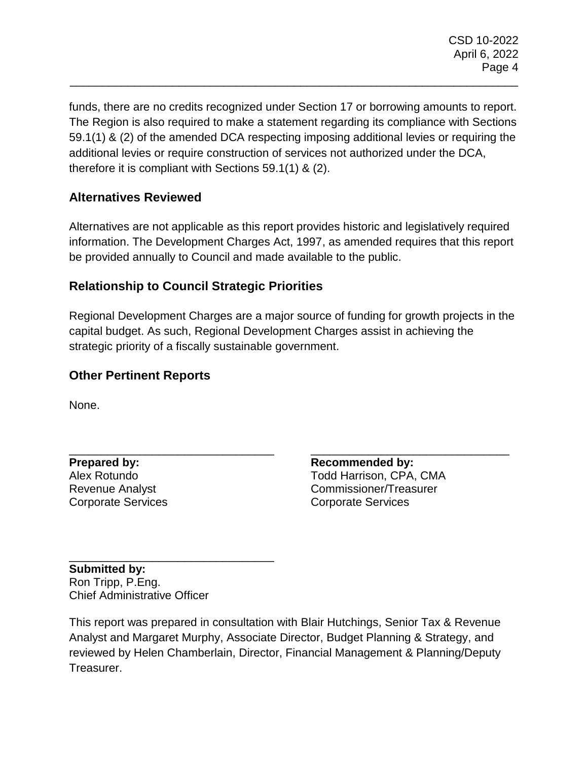funds, there are no credits recognized under Section 17 or borrowing amounts to report. The Region is also required to make a statement regarding its compliance with Sections 59.1(1) & (2) of the amended DCA respecting imposing additional levies or requiring the additional levies or require construction of services not authorized under the DCA, therefore it is compliant with Sections 59.1(1) & (2).

## Alternatives Reviewed

Alternatives are not applicable as this report provides historic and legislatively required information. The Development Charges Act, 1997, as amended requires that this report be provided annually to Council and made available to the public.

## Relationship to Council Strategic Priorities

Regional Development Charges are a major source of funding for growth projects in the capital budget. As such, Regional Development Charges assist in achieving the strategic priority of a fiscally sustainable government.

## Other Pertinent Reports

None.

**Prepared by:**
Alex Rotundo
Revenue Analyst
Corporate Services

**Recommended by:**
Todd Harrison, CPA, CMA
Commissioner/Treasurer
Corporate Services

**Submitted by:**
Ron Tripp, P.Eng.
Chief Administrative Officer

This report was prepared in consultation with Blair Hutchings, Senior Tax & Revenue Analyst and Margaret Murphy, Associate Director, Budget Planning & Strategy, and reviewed by Helen Chamberlain, Director, Financial Management & Planning/Deputy Treasurer.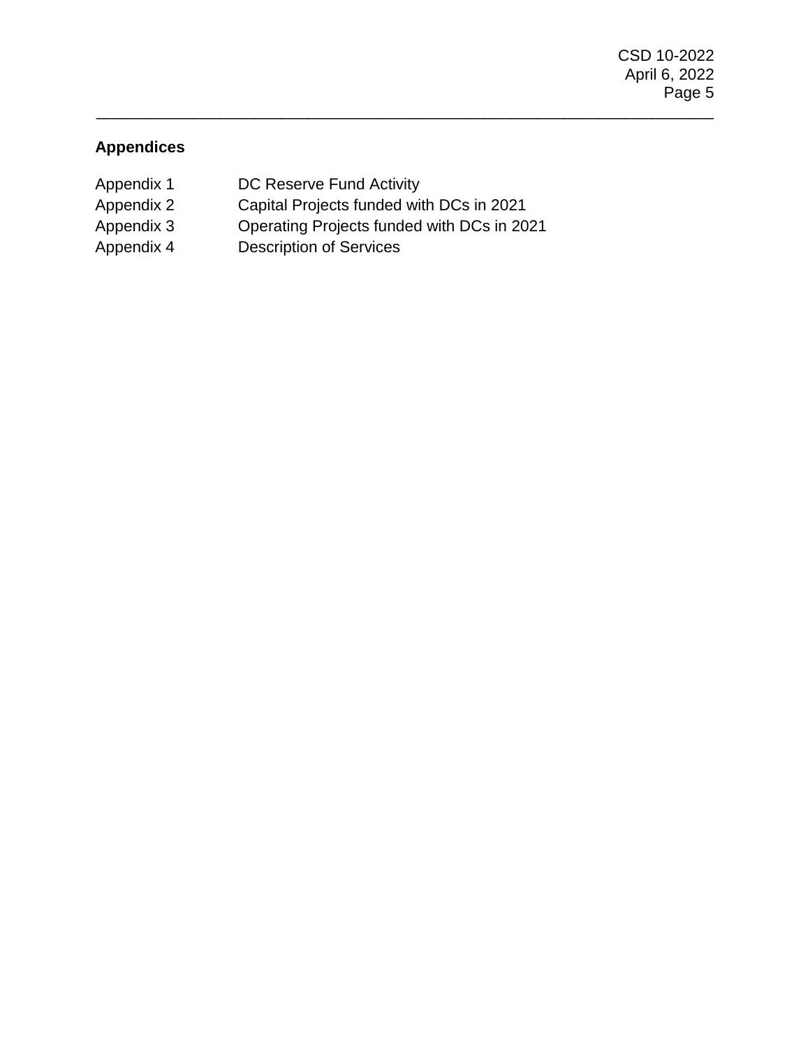## Appendices

| | |
|---|---|
| Appendix 1 | DC Reserve Fund Activity |
| Appendix 2 | Capital Projects funded with DCs in 2021 |
| Appendix 3 | Operating Projects funded with DCs in 2021 |
| Appendix 4 | Description of Services |